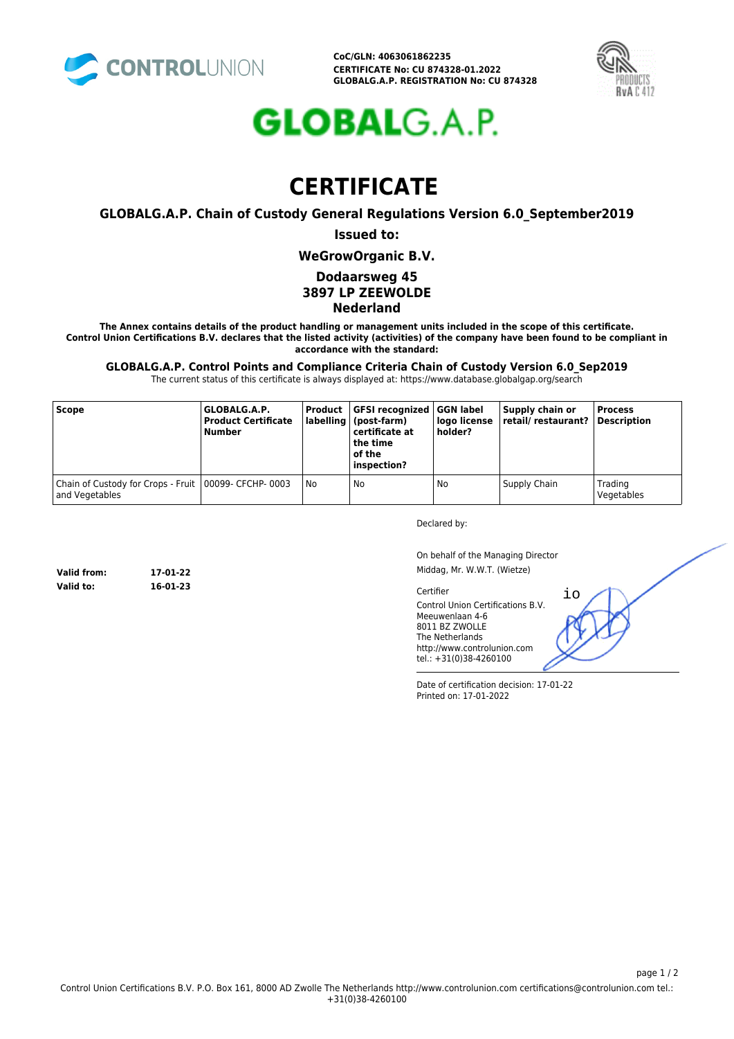CONTROLUNION

**CoC/GLN: 4063061862235**
**CERTIFICATE No: CU 874328-01.2022**
**GLOBALG.A.P. REGISTRATION No: CU 874328**

GLOBALG.A.P.

# CERTIFICATE

## GLOBALG.A.P. Chain of Custody General Regulations Version 6.0_September2019

**Issued to:**

**WeGrowOrganic B.V.**

**Dodaarsweg 45**
**3897 LP ZEEWOLDE**
**Nederland**

**The Annex contains details of the product handling or management units included in the scope of this certificate. Control Union Certifications B.V. declares that the listed activity (activities) of the company have been found to be compliant in accordance with the standard:**

**GLOBALG.A.P. Control Points and Compliance Criteria Chain of Custody Version 6.0_Sep2019**

The current status of this certificate is always displayed at: https://www.database.globalgap.org/search

| Scope | GLOBALG.A.P. Product Certificate Number | Product labelling | GFSI recognized (post-farm) certificate at the time of the inspection? | GGN label logo license holder? | Supply chain or retail/ restaurant? | Process Description |
|---|---|---|---|---|---|---|
| Chain of Custody for Crops - Fruit and Vegetables | 00099- CFCHP- 0003 | No | No | No | Supply Chain | Trading Vegetables |

**Valid from:** 17-01-22
**Valid to:** 16-01-23

Declared by:

On behalf of the Managing Director
Middag, Mr. W.W.T. (Wietze)

Certifier
Control Union Certifications B.V.
Meeuwenlaan 4-6
8011 BZ ZWOLLE
The Netherlands
http://www.controlunion.com
tel.: +31(0)38-4260100

Date of certification decision: 17-01-22
Printed on: 17-01-2022

Control Union Certifications B.V. P.O. Box 161, 8000 AD Zwolle The Netherlands http://www.controlunion.com certifications@controlunion.com tel.: +31(0)38-4260100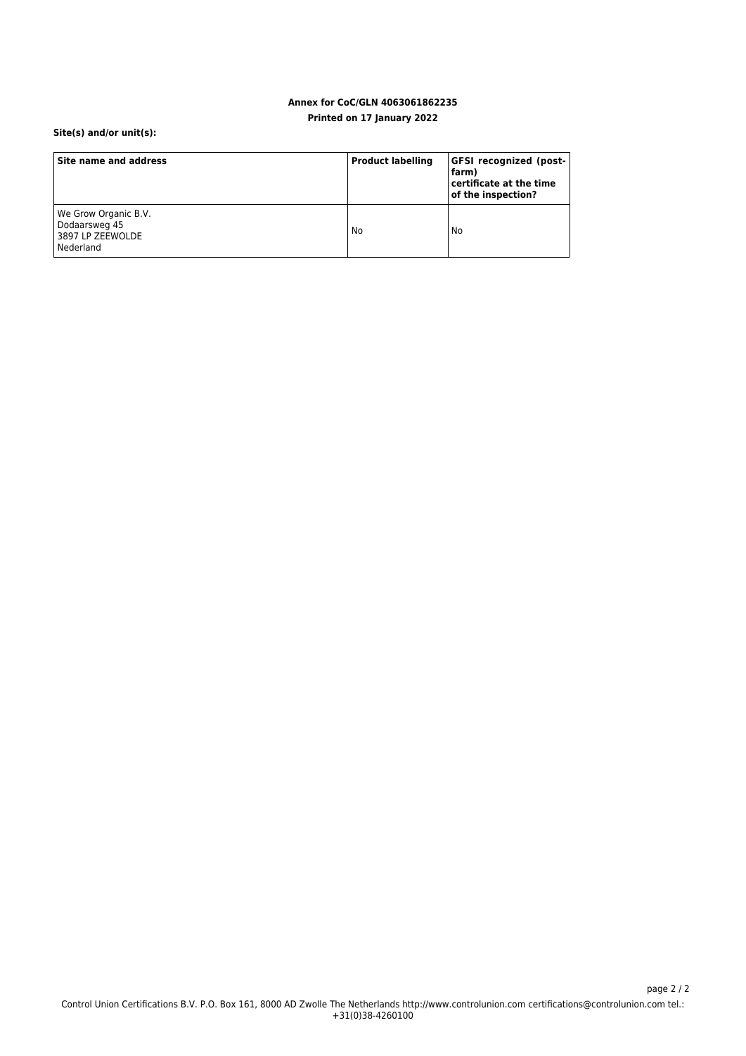**Annex for CoC/GLN 4063061862235**

**Printed on 17 January 2022**

**Site(s) and/or unit(s):**

| Site name and address | Product labelling | GFSI recognized (post-farm) certificate at the time of the inspection? |
|---|---|---|
| We Grow Organic B.V.<br>Dodaarsweg 45<br>3897 LP ZEEWOLDE<br>Nederland | No | No |

Control Union Certifications B.V. P.O. Box 161, 8000 AD Zwolle The Netherlands http://www.controlunion.com certifications@controlunion.com tel.: +31(0)38-4260100